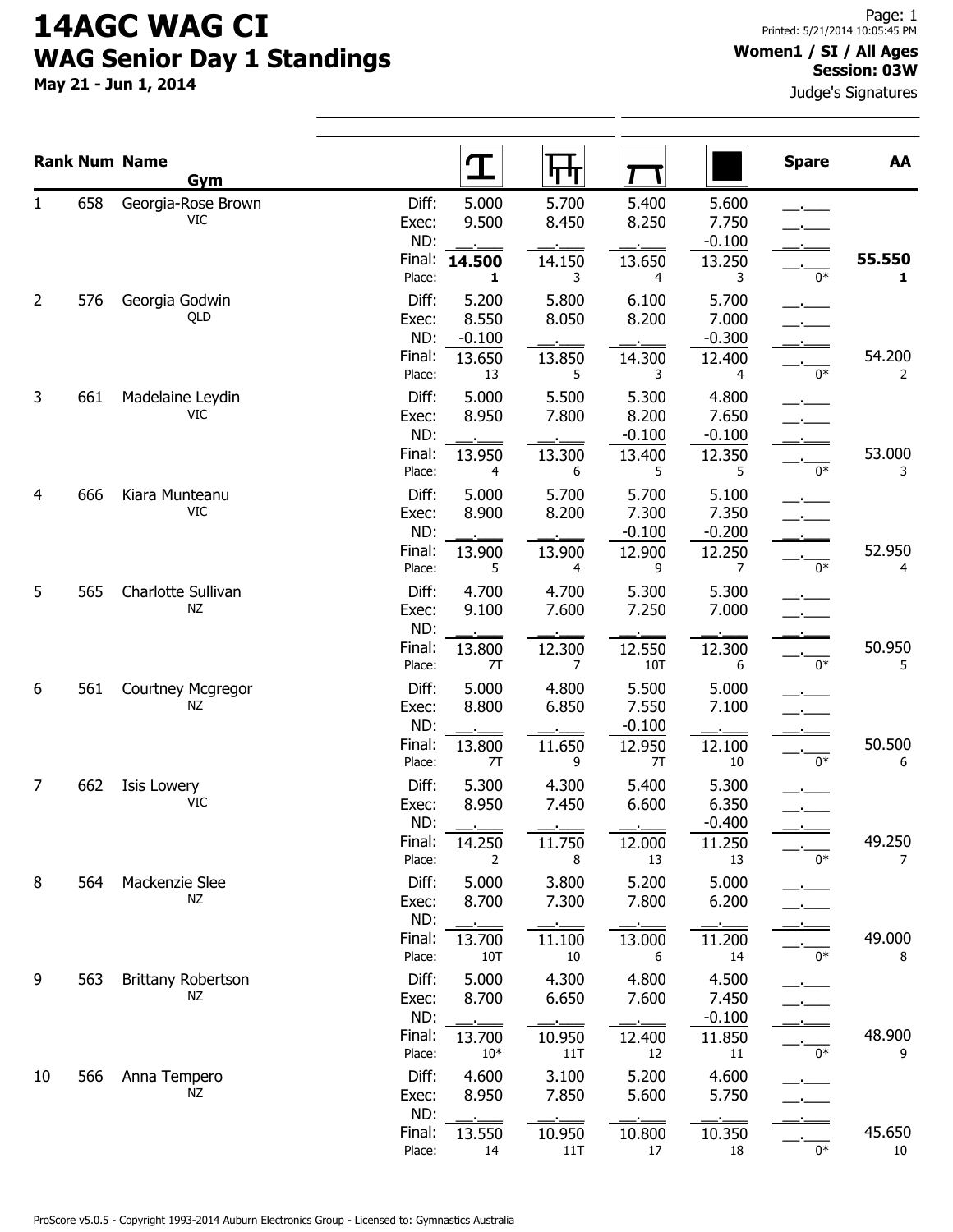# 14AGC WAG CI

## WAG Senior Day 1 Standings

**May 21 - Jun 1, 2014**

**Women1 / SI / All Ages**
**Session: 03W**

Judge's Signatures

| Rank | Num | Name / Gym | | Vault | Uneven Bars | Beam | Floor | Spare | AA |
|---|---|---|---|---|---|---|---|---|---|
| 1 | 658 | Georgia-Rose Brown<br>VIC | Diff: | 5.000 | 5.700 | 5.400 | 5.600 | __.___ | |
| | | | Exec: | 9.500 | 8.450 | 8.250 | 7.750 | __.___ | |
| | | | ND: | __.___ | __.___ | __.___ | -0.100 | __.___ | |
| | | | Final: | **14.500** | 14.150 | 13.650 | 13.250 | __.___ | **55.550** |
| | | | Place: | **1** | 3 | 4 | 3 | 0* | **1** |
| 2 | 576 | Georgia Godwin<br>QLD | Diff: | 5.200 | 5.800 | 6.100 | 5.700 | __.___ | |
| | | | Exec: | 8.550 | 8.050 | 8.200 | 7.000 | __.___ | |
| | | | ND: | -0.100 | __.___ | __.___ | -0.300 | __.___ | |
| | | | Final: | 13.650 | 13.850 | 14.300 | 12.400 | __.___ | 54.200 |
| | | | Place: | 13 | 5 | 3 | 4 | 0* | 2 |
| 3 | 661 | Madelaine Leydin<br>VIC | Diff: | 5.000 | 5.500 | 5.300 | 4.800 | __.___ | |
| | | | Exec: | 8.950 | 7.800 | 8.200 | 7.650 | __.___ | |
| | | | ND: | __.___ | __.___ | -0.100 | -0.100 | __.___ | |
| | | | Final: | 13.950 | 13.300 | 13.400 | 12.350 | __.___ | 53.000 |
| | | | Place: | 4 | 6 | 5 | 5 | 0* | 3 |
| 4 | 666 | Kiara Munteanu<br>VIC | Diff: | 5.000 | 5.700 | 5.700 | 5.100 | __.___ | |
| | | | Exec: | 8.900 | 8.200 | 7.300 | 7.350 | __.___ | |
| | | | ND: | __.___ | __.___ | -0.100 | -0.200 | __.___ | |
| | | | Final: | 13.900 | 13.900 | 12.900 | 12.250 | __.___ | 52.950 |
| | | | Place: | 5 | 4 | 9 | 7 | 0* | 4 |
| 5 | 565 | Charlotte Sullivan<br>NZ | Diff: | 4.700 | 4.700 | 5.300 | 5.300 | __.___ | |
| | | | Exec: | 9.100 | 7.600 | 7.250 | 7.000 | __.___ | |
| | | | ND: | __.___ | __.___ | __.___ | __.___ | __.___ | |
| | | | Final: | 13.800 | 12.300 | 12.550 | 12.300 | __.___ | 50.950 |
| | | | Place: | 7T | 7 | 10T | 6 | 0* | 5 |
| 6 | 561 | Courtney Mcgregor<br>NZ | Diff: | 5.000 | 4.800 | 5.500 | 5.000 | __.___ | |
| | | | Exec: | 8.800 | 6.850 | 7.550 | 7.100 | __.___ | |
| | | | ND: | __.___ | __.___ | -0.100 | __.___ | __.___ | |
| | | | Final: | 13.800 | 11.650 | 12.950 | 12.100 | __.___ | 50.500 |
| | | | Place: | 7T | 9 | 7T | 10 | 0* | 6 |
| 7 | 662 | Isis Lowery<br>VIC | Diff: | 5.300 | 4.300 | 5.400 | 5.300 | __.___ | |
| | | | Exec: | 8.950 | 7.450 | 6.600 | 6.350 | __.___ | |
| | | | ND: | __.___ | __.___ | __.___ | -0.400 | __.___ | |
| | | | Final: | 14.250 | 11.750 | 12.000 | 11.250 | __.___ | 49.250 |
| | | | Place: | 2 | 8 | 13 | 13 | 0* | 7 |
| 8 | 564 | Mackenzie Slee<br>NZ | Diff: | 5.000 | 3.800 | 5.200 | 5.000 | __.___ | |
| | | | Exec: | 8.700 | 7.300 | 7.800 | 6.200 | __.___ | |
| | | | ND: | __.___ | __.___ | __.___ | __.___ | __.___ | |
| | | | Final: | 13.700 | 11.100 | 13.000 | 11.200 | __.___ | 49.000 |
| | | | Place: | 10T | 10 | 6 | 14 | 0* | 8 |
| 9 | 563 | Brittany Robertson<br>NZ | Diff: | 5.000 | 4.300 | 4.800 | 4.500 | __.___ | |
| | | | Exec: | 8.700 | 6.650 | 7.600 | 7.450 | __.___ | |
| | | | ND: | __.___ | __.___ | __.___ | -0.100 | __.___ | |
| | | | Final: | 13.700 | 10.950 | 12.400 | 11.850 | __.___ | 48.900 |
| | | | Place: | 10* | 11T | 12 | 11 | 0* | 9 |
| 10 | 566 | Anna Tempero<br>NZ | Diff: | 4.600 | 3.100 | 5.200 | 4.600 | __.___ | |
| | | | Exec: | 8.950 | 7.850 | 5.600 | 5.750 | __.___ | |
| | | | ND: | __.___ | __.___ | __.___ | __.___ | __.___ | |
| | | | Final: | 13.550 | 10.950 | 10.800 | 10.350 | __.___ | 45.650 |
| | | | Place: | 14 | 11T | 17 | 18 | 0* | 10 |

ProScore v5.0.5 - Copyright 1993-2014 Auburn Electronics Group - Licensed to: Gymnastics Australia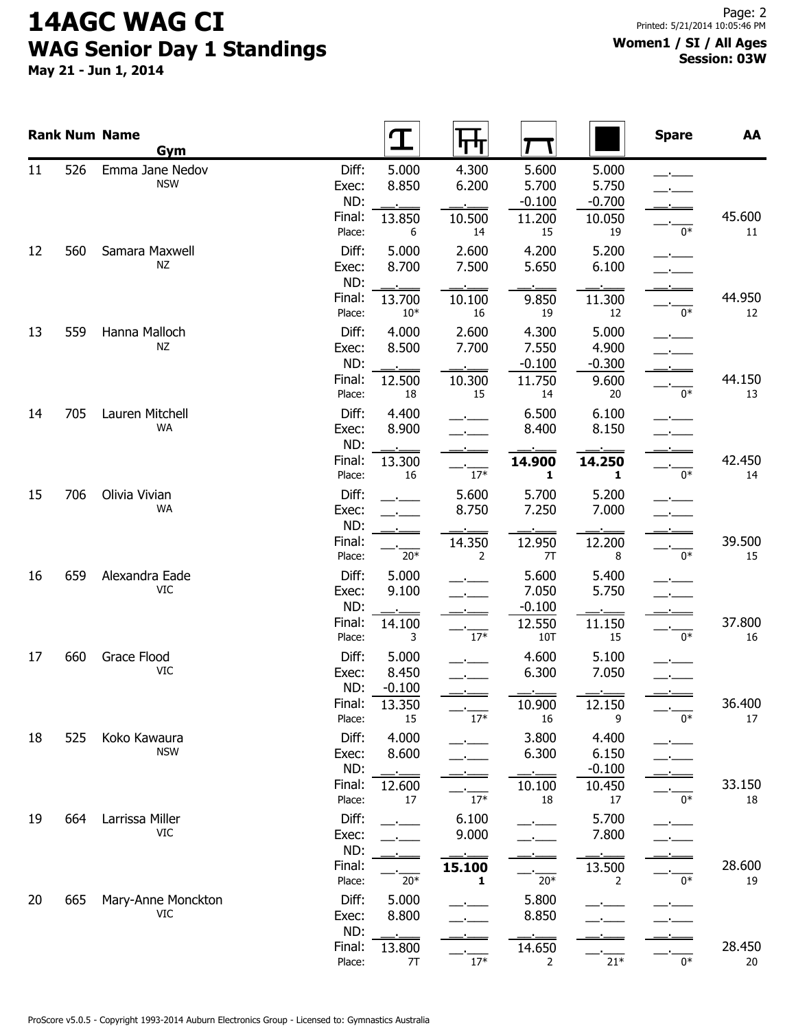# 14AGC WAG CI

## WAG Senior Day 1 Standings

**May 21 - Jun 1, 2014**

**Women1 / SI / All Ages**
**Session: 03W**

| Rank | Num | Name / Gym | | Vault | Bars | Beam | Floor | Spare | AA |
|---|---|---|---|---|---|---|---|---|---|
| 11 | 526 | Emma Jane Nedov | Diff: | 5.000 | 4.300 | 5.600 | 5.000 | \_.\_\_\_ | |
| | | NSW | Exec: | 8.850 | 6.200 | 5.700 | 5.750 | \_.\_\_\_ | |
| | | | ND: | \_.\_\_\_ | \_.\_\_\_ | -0.100 | -0.700 | \_.\_\_\_ | |
| | | | Final: | 13.850 | 10.500 | 11.200 | 10.050 | \_.\_\_\_ | 45.600 |
| | | | Place: | 6 | 14 | 15 | 19 | 0* | 11 |
| 12 | 560 | Samara Maxwell | Diff: | 5.000 | 2.600 | 4.200 | 5.200 | \_.\_\_\_ | |
| | | NZ | Exec: | 8.700 | 7.500 | 5.650 | 6.100 | \_.\_\_\_ | |
| | | | ND: | \_.\_\_\_ | \_.\_\_\_ | \_.\_\_\_ | \_.\_\_\_ | \_.\_\_\_ | |
| | | | Final: | 13.700 | 10.100 | 9.850 | 11.300 | \_.\_\_\_ | 44.950 |
| | | | Place: | 10* | 16 | 19 | 12 | 0* | 12 |
| 13 | 559 | Hanna Malloch | Diff: | 4.000 | 2.600 | 4.300 | 5.000 | \_.\_\_\_ | |
| | | NZ | Exec: | 8.500 | 7.700 | 7.550 | 4.900 | \_.\_\_\_ | |
| | | | ND: | \_.\_\_\_ | \_.\_\_\_ | -0.100 | -0.300 | \_.\_\_\_ | |
| | | | Final: | 12.500 | 10.300 | 11.750 | 9.600 | \_.\_\_\_ | 44.150 |
| | | | Place: | 18 | 15 | 14 | 20 | 0* | 13 |
| 14 | 705 | Lauren Mitchell | Diff: | 4.400 | \_.\_\_\_ | 6.500 | 6.100 | \_.\_\_\_ | |
| | | WA | Exec: | 8.900 | \_.\_\_\_ | 8.400 | 8.150 | \_.\_\_\_ | |
| | | | ND: | \_.\_\_\_ | \_.\_\_\_ | \_.\_\_\_ | \_.\_\_\_ | \_.\_\_\_ | |
| | | | Final: | 13.300 | \_.\_\_\_ | **14.900** | **14.250** | \_.\_\_\_ | 42.450 |
| | | | Place: | 16 | 17* | **1** | **1** | 0* | 14 |
| 15 | 706 | Olivia Vivian | Diff: | \_.\_\_\_ | 5.600 | 5.700 | 5.200 | \_.\_\_\_ | |
| | | WA | Exec: | \_.\_\_\_ | 8.750 | 7.250 | 7.000 | \_.\_\_\_ | |
| | | | ND: | \_.\_\_\_ | \_.\_\_\_ | \_.\_\_\_ | \_.\_\_\_ | \_.\_\_\_ | |
| | | | Final: | \_.\_\_\_ | 14.350 | 12.950 | 12.200 | \_.\_\_\_ | 39.500 |
| | | | Place: | 20* | 2 | 7T | 8 | 0* | 15 |
| 16 | 659 | Alexandra Eade | Diff: | 5.000 | \_.\_\_\_ | 5.600 | 5.400 | \_.\_\_\_ | |
| | | VIC | Exec: | 9.100 | \_.\_\_\_ | 7.050 | 5.750 | \_.\_\_\_ | |
| | | | ND: | \_.\_\_\_ | \_.\_\_\_ | -0.100 | \_.\_\_\_ | \_.\_\_\_ | |
| | | | Final: | 14.100 | \_.\_\_\_ | 12.550 | 11.150 | \_.\_\_\_ | 37.800 |
| | | | Place: | 3 | 17* | 10T | 15 | 0* | 16 |
| 17 | 660 | Grace Flood | Diff: | 5.000 | \_.\_\_\_ | 4.600 | 5.100 | \_.\_\_\_ | |
| | | VIC | Exec: | 8.450 | \_.\_\_\_ | 6.300 | 7.050 | \_.\_\_\_ | |
| | | | ND: | -0.100 | \_.\_\_\_ | \_.\_\_\_ | \_.\_\_\_ | \_.\_\_\_ | |
| | | | Final: | 13.350 | \_.\_\_\_ | 10.900 | 12.150 | \_.\_\_\_ | 36.400 |
| | | | Place: | 15 | 17* | 16 | 9 | 0* | 17 |
| 18 | 525 | Koko Kawaura | Diff: | 4.000 | \_.\_\_\_ | 3.800 | 4.400 | \_.\_\_\_ | |
| | | NSW | Exec: | 8.600 | \_.\_\_\_ | 6.300 | 6.150 | \_.\_\_\_ | |
| | | | ND: | \_.\_\_\_ | \_.\_\_\_ | \_.\_\_\_ | -0.100 | \_.\_\_\_ | |
| | | | Final: | 12.600 | \_.\_\_\_ | 10.100 | 10.450 | \_.\_\_\_ | 33.150 |
| | | | Place: | 17 | 17* | 18 | 17 | 0* | 18 |
| 19 | 664 | Larrissa Miller | Diff: | \_.\_\_\_ | 6.100 | \_.\_\_\_ | 5.700 | \_.\_\_\_ | |
| | | VIC | Exec: | \_.\_\_\_ | 9.000 | \_.\_\_\_ | 7.800 | \_.\_\_\_ | |
| | | | ND: | \_.\_\_\_ | \_.\_\_\_ | \_.\_\_\_ | \_.\_\_\_ | \_.\_\_\_ | |
| | | | Final: | \_.\_\_\_ | **15.100** | \_.\_\_\_ | 13.500 | \_.\_\_\_ | 28.600 |
| | | | Place: | 20* | **1** | 20* | 2 | 0* | 19 |
| 20 | 665 | Mary-Anne Monckton | Diff: | 5.000 | \_.\_\_\_ | 5.800 | \_.\_\_\_ | \_.\_\_\_ | |
| | | VIC | Exec: | 8.800 | \_.\_\_\_ | 8.850 | \_.\_\_\_ | \_.\_\_\_ | |
| | | | ND: | \_.\_\_\_ | \_.\_\_\_ | \_.\_\_\_ | \_.\_\_\_ | \_.\_\_\_ | |
| | | | Final: | 13.800 | \_.\_\_\_ | 14.650 | \_.\_\_\_ | \_.\_\_\_ | 28.450 |
| | | | Place: | 7T | 17* | 2 | 21* | 0* | 20 |

ProScore v5.0.5 - Copyright 1993-2014 Auburn Electronics Group - Licensed to: Gymnastics Australia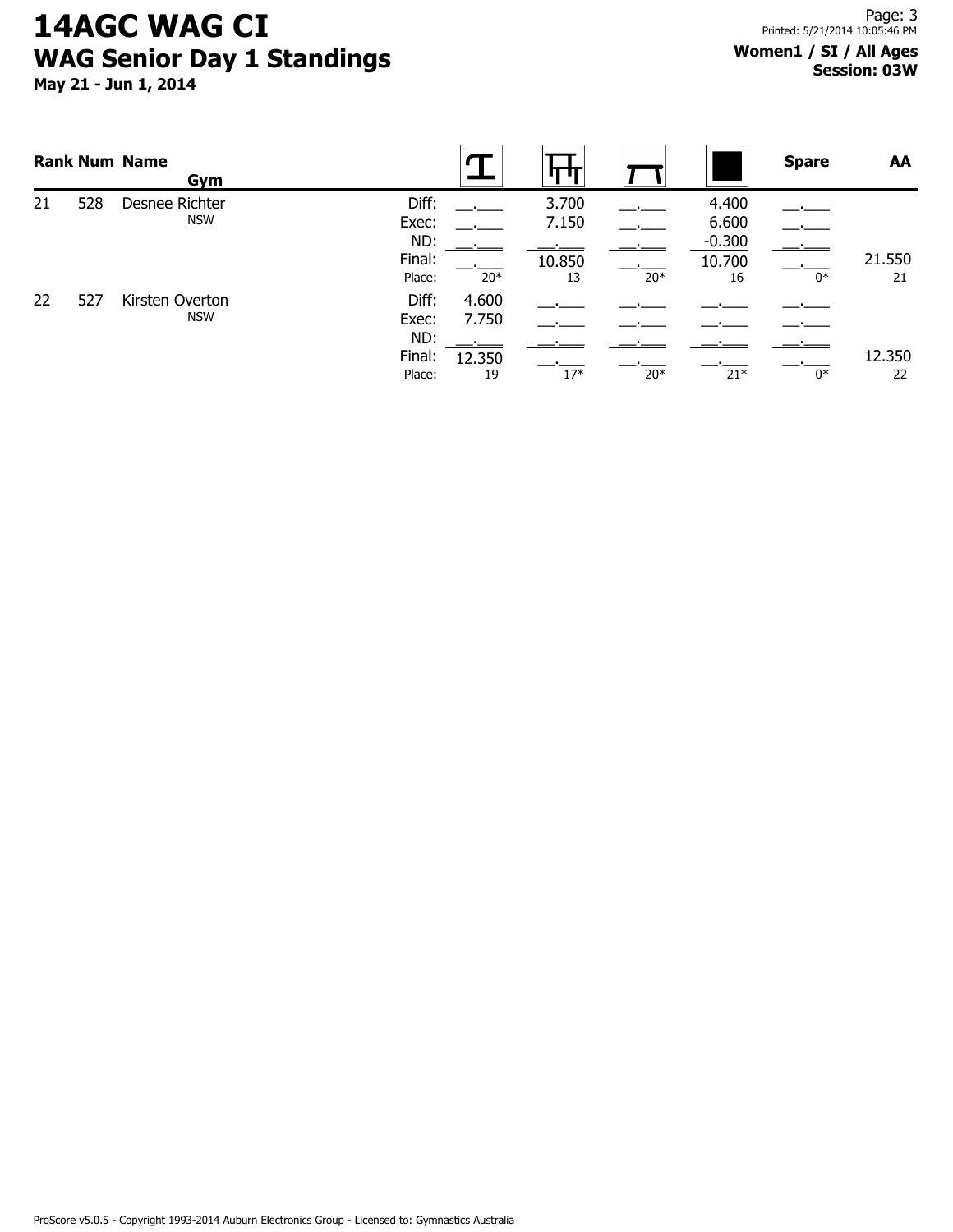# 14AGC WAG CI

## WAG Senior Day 1 Standings

**May 21 - Jun 1, 2014**

**Women1 / SI / All Ages**
**Session: 03W**

| Rank | Num | Name / Gym | | Vault | Bars | Beam | Floor | Spare | AA |
|---|---|---|---|---|---|---|---|---|---|
| 21 | 528 | Desnee Richter | Diff: | __.___ | 3.700 | __.___ | 4.400 | __.___ | |
| | | NSW | Exec: | __.___ | 7.150 | __.___ | 6.600 | __.___ | |
| | | | ND: | __.___ | __.___ | __.___ | -0.300 | __.___ | |
| | | | Final: | __.___ | 10.850 | __.___ | 10.700 | __.___ | 21.550 |
| | | | Place: | 20* | 13 | 20* | 16 | 0* | 21 |
| 22 | 527 | Kirsten Overton | Diff: | 4.600 | __.___ | __.___ | __.___ | __.___ | |
| | | NSW | Exec: | 7.750 | __.___ | __.___ | __.___ | __.___ | |
| | | | ND: | __.___ | __.___ | __.___ | __.___ | __.___ | |
| | | | Final: | 12.350 | __.___ | __.___ | __.___ | __.___ | 12.350 |
| | | | Place: | 19 | 17* | 20* | 21* | 0* | 22 |

ProScore v5.0.5 - Copyright 1993-2014 Auburn Electronics Group - Licensed to: Gymnastics Australia